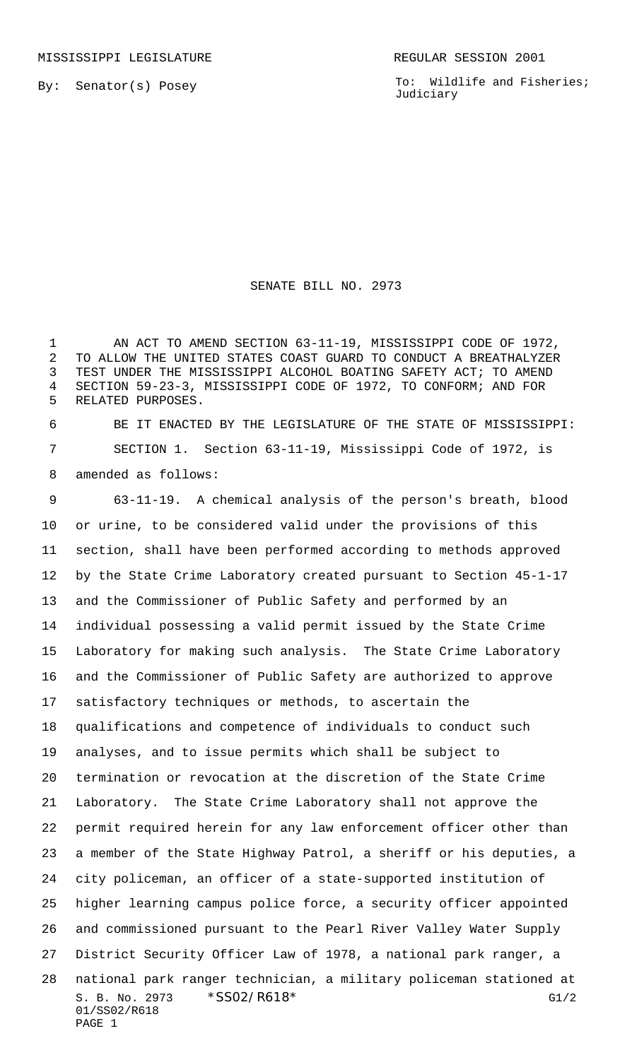MISSISSIPPI LEGISLATURE REGULAR SESSION 2001

By: Senator(s) Posey

To: Wildlife and Fisheries; Judiciary

# SENATE BILL NO. 2973

AN ACT TO AMEND SECTION 63-11-19, MISSISSIPPI CODE OF 1972, TO ALLOW THE UNITED STATES COAST GUARD TO CONDUCT A BREATHALYZER TEST UNDER THE MISSISSIPPI ALCOHOL BOATING SAFETY ACT; TO AMEND SECTION 59-23-3, MISSISSIPPI CODE OF 1972, TO CONFORM; AND FOR RELATED PURPOSES.

BE IT ENACTED BY THE LEGISLATURE OF THE STATE OF MISSISSIPPI:

SECTION 1. Section 63-11-19, Mississippi Code of 1972, is amended as follows:

63-11-19. A chemical analysis of the person's breath, blood or urine, to be considered valid under the provisions of this section, shall have been performed according to methods approved by the State Crime Laboratory created pursuant to Section 45-1-17 and the Commissioner of Public Safety and performed by an individual possessing a valid permit issued by the State Crime Laboratory for making such analysis. The State Crime Laboratory and the Commissioner of Public Safety are authorized to approve satisfactory techniques or methods, to ascertain the qualifications and competence of individuals to conduct such analyses, and to issue permits which shall be subject to termination or revocation at the discretion of the State Crime Laboratory. The State Crime Laboratory shall not approve the permit required herein for any law enforcement officer other than a member of the State Highway Patrol, a sheriff or his deputies, a city policeman, an officer of a state-supported institution of higher learning campus police force, a security officer appointed and commissioned pursuant to the Pearl River Valley Water Supply District Security Officer Law of 1978, a national park ranger, a national park ranger technician, a military policeman stationed at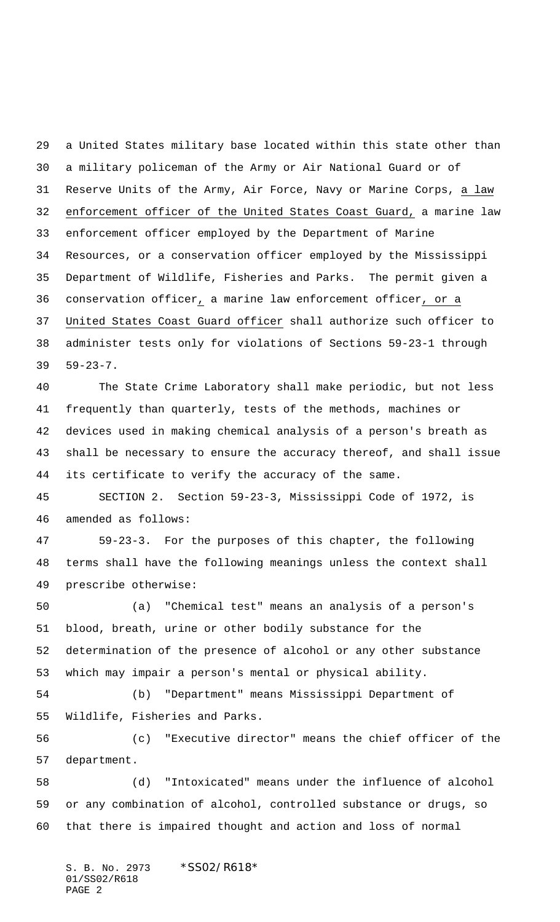a United States military base located within this state other than a military policeman of the Army or Air National Guard or of Reserve Units of the Army, Air Force, Navy or Marine Corps, a law enforcement officer of the United States Coast Guard, a marine law enforcement officer employed by the Department of Marine Resources, or a conservation officer employed by the Mississippi Department of Wildlife, Fisheries and Parks. The permit given a conservation officer, a marine law enforcement officer, or a United States Coast Guard officer shall authorize such officer to administer tests only for violations of Sections 59-23-1 through 59-23-7.

The State Crime Laboratory shall make periodic, but not less frequently than quarterly, tests of the methods, machines or devices used in making chemical analysis of a person's breath as shall be necessary to ensure the accuracy thereof, and shall issue its certificate to verify the accuracy of the same.

SECTION 2. Section 59-23-3, Mississippi Code of 1972, is amended as follows:

59-23-3. For the purposes of this chapter, the following terms shall have the following meanings unless the context shall prescribe otherwise:

(a) "Chemical test" means an analysis of a person's blood, breath, urine or other bodily substance for the determination of the presence of alcohol or any other substance which may impair a person's mental or physical ability.

(b) "Department" means Mississippi Department of Wildlife, Fisheries and Parks.

(c) "Executive director" means the chief officer of the department.

(d) "Intoxicated" means under the influence of alcohol or any combination of alcohol, controlled substance or drugs, so that there is impaired thought and action and loss of normal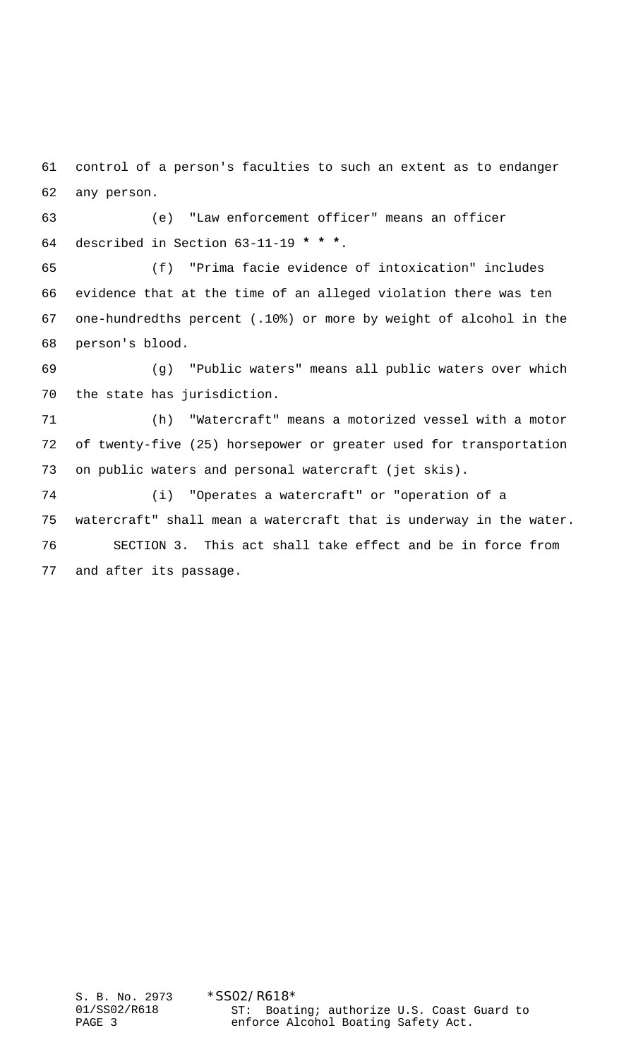control of a person's faculties to such an extent as to endanger any person.

(e) "Law enforcement officer" means an officer described in Section 63-11-19 *** * ***.

(f) "Prima facie evidence of intoxication" includes evidence that at the time of an alleged violation there was ten one-hundredths percent (.10%) or more by weight of alcohol in the person's blood.

(g) "Public waters" means all public waters over which the state has jurisdiction.

(h) "Watercraft" means a motorized vessel with a motor of twenty-five (25) horsepower or greater used for transportation on public waters and personal watercraft (jet skis).

(i) "Operates a watercraft" or "operation of a watercraft" shall mean a watercraft that is underway in the water.

SECTION 3. This act shall take effect and be in force from and after its passage.